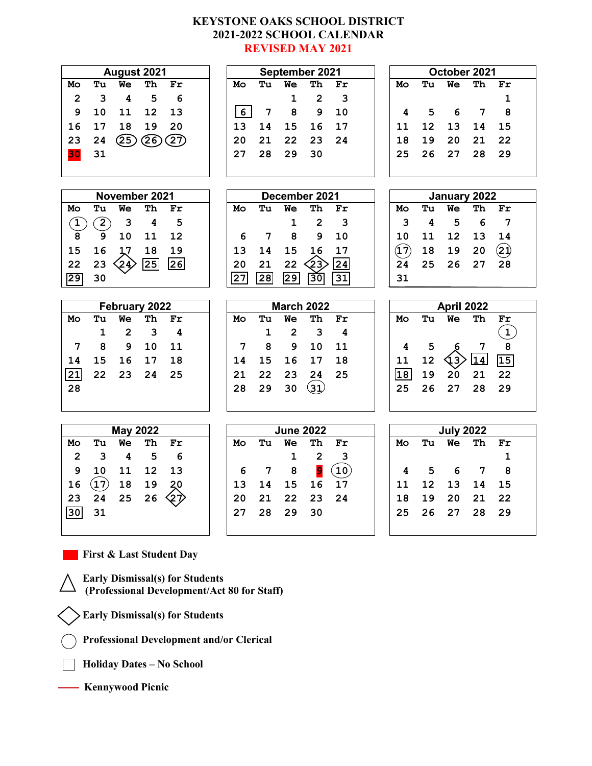# KEYSTONE OAKS SCHOOL DISTRICT
## 2021-2022 SCHOOL CALENDAR
**REVISED MAY 2021**

### August 2021

| Mo | Tu | We | Th | Fr |
|---|---|---|---|---|
| 2 | 3 | 4 | 5 | 6 |
| 9 | 10 | 11 | 12 | 13 |
| 16 | 17 | 18 | 19 | 20 |
| 23 | 24 | (25) | (26) | (27) |
| [30] First Student Day | 31 | | | |

### September 2021

| Mo | Tu | We | Th | Fr |
|---|---|---|---|---|
| | | 1 | 2 | 3 |
| [6] | 7 | 8 | 9 | 10 |
| 13 | 14 | 15 | 16 | 17 |
| 20 | 21 | 22 | 23 | 24 |
| 27 | 28 | 29 | 30 | |

### October 2021

| Mo | Tu | We | Th | Fr |
|---|---|---|---|---|
| | | | | 1 |
| 4 | 5 | 6 | 7 | 8 |
| 11 | 12 | 13 | 14 | 15 |
| 18 | 19 | 20 | 21 | 22 |
| 25 | 26 | 27 | 28 | 29 |

### November 2021

| Mo | Tu | We | Th | Fr |
|---|---|---|---|---|
| (1) | (2) | 3 | 4 | 5 |
| 8 | 9 | 10 | 11 | 12 |
| 15 | 16 | 17 | 18 | 19 |
| 22 | 23 | <24> | [25] | [26] |
| [29] | 30 | | | |

### December 2021

| Mo | Tu | We | Th | Fr |
|---|---|---|---|---|
| | | 1 | 2 | 3 |
| 6 | 7 | 8 | 9 | 10 |
| 13 | 14 | 15 | 16 | 17 |
| 20 | 21 | 22 | <23> | [24] |
| [27] | [28] | [29] | [30] | [31] |

### January 2022

| Mo | Tu | We | Th | Fr |
|---|---|---|---|---|
| 3 | 4 | 5 | 6 | 7 |
| 10 | 11 | 12 | 13 | 14 |
| (17) | 18 | 19 | 20 | (21) |
| 24 | 25 | 26 | 27 | 28 |
| 31 | | | | |

### February 2022

| Mo | Tu | We | Th | Fr |
|---|---|---|---|---|
| | 1 | 2 | 3 | 4 |
| 7 | 8 | 9 | 10 | 11 |
| 14 | 15 | 16 | 17 | 18 |
| [21] | 22 | 23 | 24 | 25 |
| 28 | | | | |

### March 2022

| Mo | Tu | We | Th | Fr |
|---|---|---|---|---|
| | 1 | 2 | 3 | 4 |
| 7 | 8 | 9 | 10 | 11 |
| 14 | 15 | 16 | 17 | 18 |
| 21 | 22 | 23 | 24 | 25 |
| 28 | 29 | 30 | (31) | |

### April 2022

| Mo | Tu | We | Th | Fr |
|---|---|---|---|---|
| | | | | (1) |
| 4 | 5 | 6 | 7 | 8 |
| 11 | 12 | <13> | [14] | [15] |
| [18] | 19 | 20 | 21 | 22 |
| 25 | 26 | 27 | 28 | 29 |

### May 2022

| Mo | Tu | We | Th | Fr |
|---|---|---|---|---|
| 2 | 3 | 4 | 5 | 6 |
| 9 | 10 | 11 | 12 | 13 |
| 16 | (17) | 18 | 19 | 20 |
| 23 | 24 | 25 | 26 | <27> |
| [30] | 31 | | | |

### June 2022

| Mo | Tu | We | Th | Fr |
|---|---|---|---|---|
| | | 1 | 2 | 3 |
| 6 | 7 | 8 | 9 Last Student Day | (10) |
| 13 | 14 | 15 | 16 | 17 |
| 20 | 21 | 22 | 23 | 24 |
| 27 | 28 | 29 | 30 | |

### July 2022

| Mo | Tu | We | Th | Fr |
|---|---|---|---|---|
| | | | | 1 |
| 4 | 5 | 6 | 7 | 8 |
| 11 | 12 | 13 | 14 | 15 |
| 18 | 19 | 20 | 21 | 22 |
| 25 | 26 | 27 | 28 | 29 |

**Legend:**

- Red fill: **First & Last Student Day**
- Triangle: **Early Dismissal(s) for Students (Professional Development/Act 80 for Staff)**
- Diamond < >: **Early Dismissal(s) for Students**
- Circle ( ): **Professional Development and/or Clerical**
- Square [ ]: **Holiday Dates – No School**
- Red line: **Kennywood Picnic**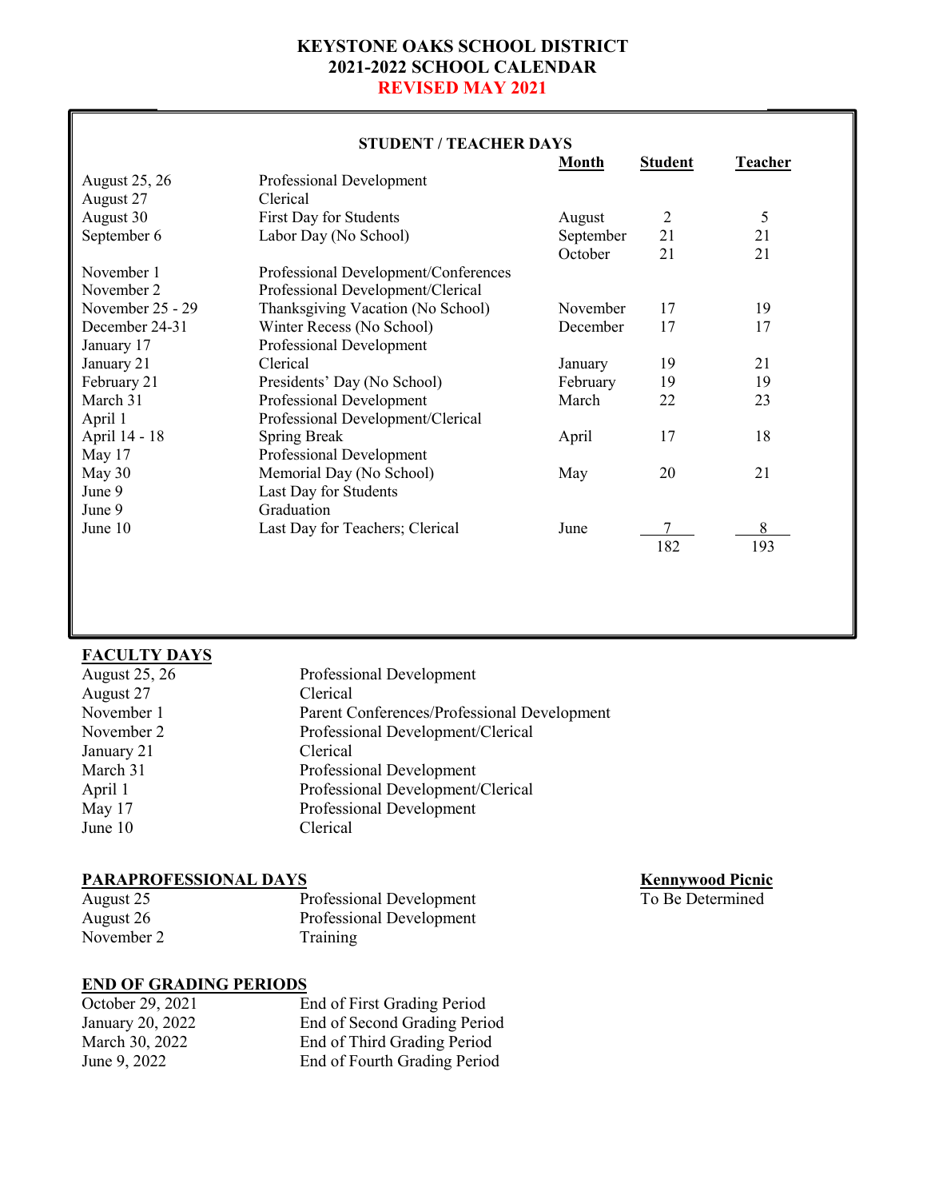# KEYSTONE OAKS SCHOOL DISTRICT
# 2021-2022 SCHOOL CALENDAR
## REVISED MAY 2021

### STUDENT / TEACHER DAYS

| | | Month | Student | Teacher |
|---|---|---|---|---|
| August 25, 26 | Professional Development | | | |
| August 27 | Clerical | | | |
| August 30 | First Day for Students | August | 2 | 5 |
| September 6 | Labor Day (No School) | September | 21 | 21 |
| | | October | 21 | 21 |
| November 1 | Professional Development/Conferences | | | |
| November 2 | Professional Development/Clerical | | | |
| November 25 - 29 | Thanksgiving Vacation (No School) | November | 17 | 19 |
| December 24-31 | Winter Recess (No School) | December | 17 | 17 |
| January 17 | Professional Development | | | |
| January 21 | Clerical | January | 19 | 21 |
| February 21 | Presidents' Day (No School) | February | 19 | 19 |
| March 31 | Professional Development | March | 22 | 23 |
| April 1 | Professional Development/Clerical | | | |
| April 14 - 18 | Spring Break | April | 17 | 18 |
| May 17 | Professional Development | | | |
| May 30 | Memorial Day (No School) | May | 20 | 21 |
| June 9 | Last Day for Students | | | |
| June 9 | Graduation | | | |
| June 10 | Last Day for Teachers; Clerical | June | 7 | 8 |
| | | | 182 | 193 |

### FACULTY DAYS

| | |
|---|---|
| August 25, 26 | Professional Development |
| August 27 | Clerical |
| November 1 | Parent Conferences/Professional Development |
| November 2 | Professional Development/Clerical |
| January 21 | Clerical |
| March 31 | Professional Development |
| April 1 | Professional Development/Clerical |
| May 17 | Professional Development |
| June 10 | Clerical |

### PARAPROFESSIONAL DAYS

| | |
|---|---|
| August 25 | Professional Development |
| August 26 | Professional Development |
| November 2 | Training |

### Kennywood Picnic

To Be Determined

### END OF GRADING PERIODS

| | |
|---|---|
| October 29, 2021 | End of First Grading Period |
| January 20, 2022 | End of Second Grading Period |
| March 30, 2022 | End of Third Grading Period |
| June 9, 2022 | End of Fourth Grading Period |